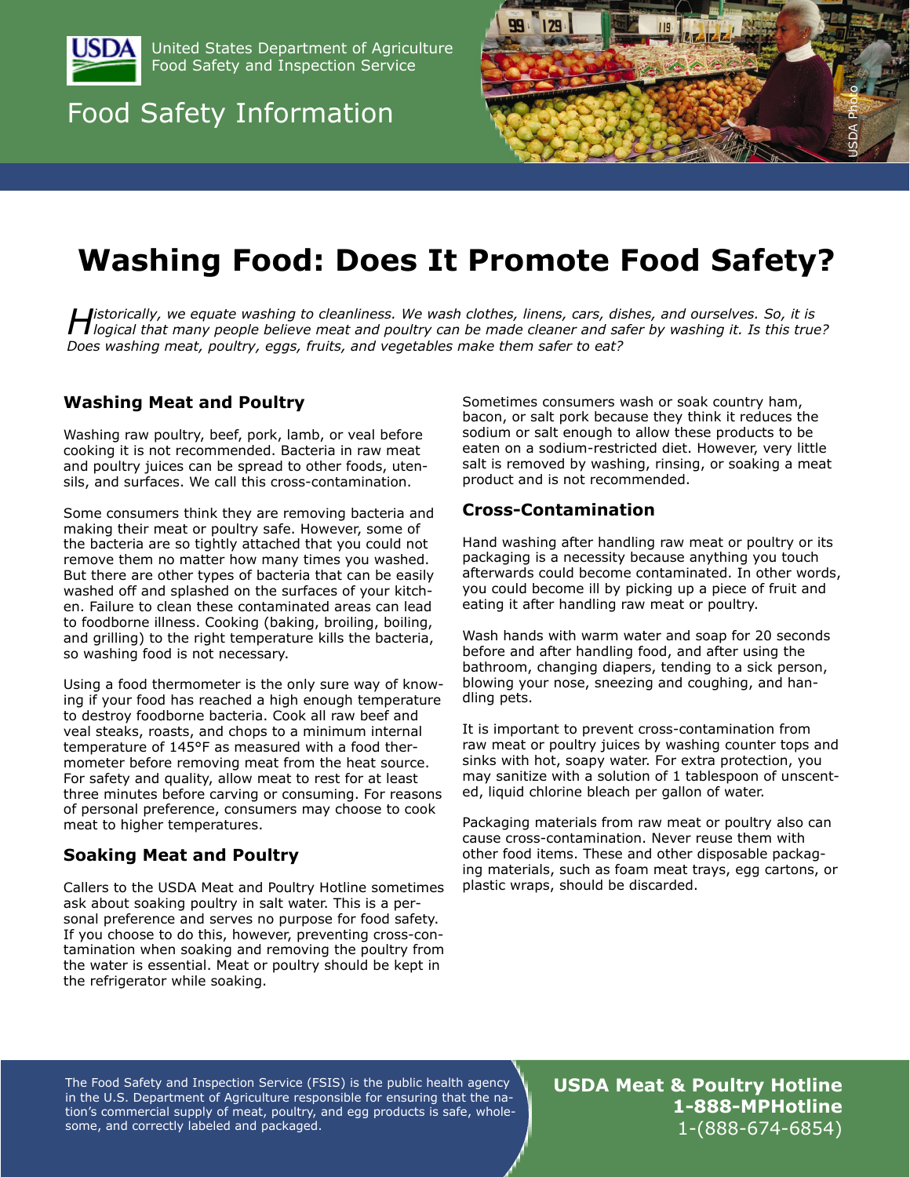United States Department of Agriculture
Food Safety and Inspection Service

Food Safety Information

# Washing Food: Does It Promote Food Safety?

*Historically, we equate washing to cleanliness. We wash clothes, linens, cars, dishes, and ourselves. So, it is logical that many people believe meat and poultry can be made cleaner and safer by washing it. Is this true? Does washing meat, poultry, eggs, fruits, and vegetables make them safer to eat?*

## Washing Meat and Poultry

Washing raw poultry, beef, pork, lamb, or veal before cooking it is not recommended. Bacteria in raw meat and poultry juices can be spread to other foods, utensils, and surfaces. We call this cross-contamination.

Some consumers think they are removing bacteria and making their meat or poultry safe. However, some of the bacteria are so tightly attached that you could not remove them no matter how many times you washed. But there are other types of bacteria that can be easily washed off and splashed on the surfaces of your kitchen. Failure to clean these contaminated areas can lead to foodborne illness. Cooking (baking, broiling, boiling, and grilling) to the right temperature kills the bacteria, so washing food is not necessary.

Using a food thermometer is the only sure way of knowing if your food has reached a high enough temperature to destroy foodborne bacteria. Cook all raw beef and veal steaks, roasts, and chops to a minimum internal temperature of 145°F as measured with a food thermometer before removing meat from the heat source. For safety and quality, allow meat to rest for at least three minutes before carving or consuming. For reasons of personal preference, consumers may choose to cook meat to higher temperatures.

## Soaking Meat and Poultry

Callers to the USDA Meat and Poultry Hotline sometimes ask about soaking poultry in salt water. This is a personal preference and serves no purpose for food safety. If you choose to do this, however, preventing cross-contamination when soaking and removing the poultry from the water is essential. Meat or poultry should be kept in the refrigerator while soaking.

Sometimes consumers wash or soak country ham, bacon, or salt pork because they think it reduces the sodium or salt enough to allow these products to be eaten on a sodium-restricted diet. However, very little salt is removed by washing, rinsing, or soaking a meat product and is not recommended.

## Cross-Contamination

Hand washing after handling raw meat or poultry or its packaging is a necessity because anything you touch afterwards could become contaminated. In other words, you could become ill by picking up a piece of fruit and eating it after handling raw meat or poultry.

Wash hands with warm water and soap for 20 seconds before and after handling food, and after using the bathroom, changing diapers, tending to a sick person, blowing your nose, sneezing and coughing, and handling pets.

It is important to prevent cross-contamination from raw meat or poultry juices by washing counter tops and sinks with hot, soapy water. For extra protection, you may sanitize with a solution of 1 tablespoon of unscented, liquid chlorine bleach per gallon of water.

Packaging materials from raw meat or poultry also can cause cross-contamination. Never reuse them with other food items. These and other disposable packaging materials, such as foam meat trays, egg cartons, or plastic wraps, should be discarded.

The Food Safety and Inspection Service (FSIS) is the public health agency in the U.S. Department of Agriculture responsible for ensuring that the nation's commercial supply of meat, poultry, and egg products is safe, wholesome, and correctly labeled and packaged.

**USDA Meat & Poultry Hotline**
**1-888-MPHotline**
1-(888-674-6854)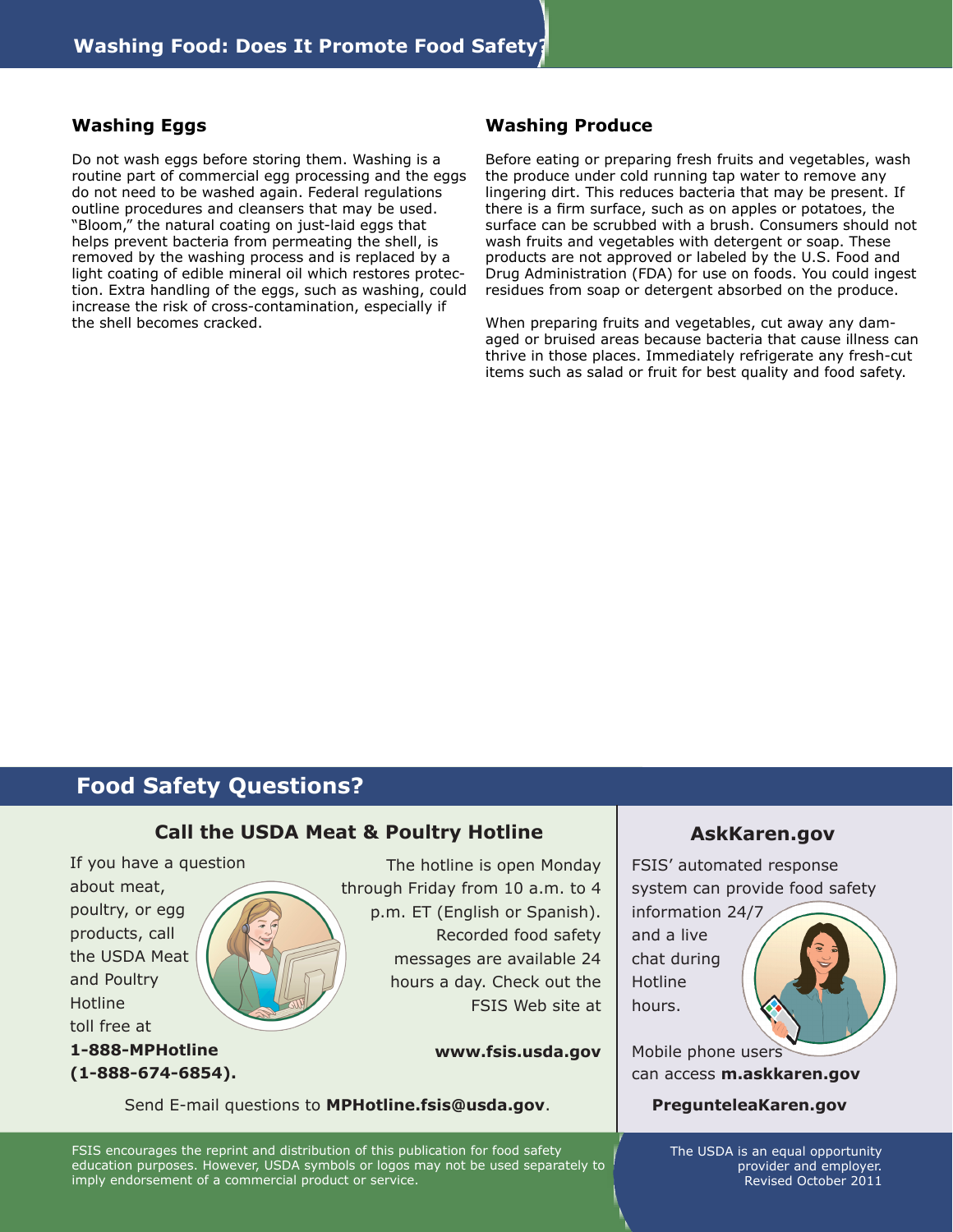## Washing Eggs

Do not wash eggs before storing them. Washing is a routine part of commercial egg processing and the eggs do not need to be washed again. Federal regulations outline procedures and cleansers that may be used. "Bloom," the natural coating on just-laid eggs that helps prevent bacteria from permeating the shell, is removed by the washing process and is replaced by a light coating of edible mineral oil which restores protection. Extra handling of the eggs, such as washing, could increase the risk of cross-contamination, especially if the shell becomes cracked.

## Washing Produce

Before eating or preparing fresh fruits and vegetables, wash the produce under cold running tap water to remove any lingering dirt. This reduces bacteria that may be present. If there is a firm surface, such as on apples or potatoes, the surface can be scrubbed with a brush. Consumers should not wash fruits and vegetables with detergent or soap. These products are not approved or labeled by the U.S. Food and Drug Administration (FDA) for use on foods. You could ingest residues from soap or detergent absorbed on the produce.

When preparing fruits and vegetables, cut away any damaged or bruised areas because bacteria that cause illness can thrive in those places. Immediately refrigerate any fresh-cut items such as salad or fruit for best quality and food safety.

## Food Safety Questions?

### Call the USDA Meat & Poultry Hotline

If you have a question about meat, poultry, or egg products, call the USDA Meat and Poultry Hotline toll free at **1-888-MPHotline (1-888-674-6854).**

The hotline is open Monday through Friday from 10 a.m. to 4 p.m. ET (English or Spanish). Recorded food safety messages are available 24 hours a day. Check out the FSIS Web site at **www.fsis.usda.gov**

Send E-mail questions to **MPHotline.fsis@usda.gov**.

### AskKaren.gov

FSIS' automated response system can provide food safety information 24/7 and a live chat during Hotline hours.

Mobile phone users can access **m.askkaren.gov**

**PregunteleaKaren.gov**

FSIS encourages the reprint and distribution of this publication for food safety education purposes. However, USDA symbols or logos may not be used separately to imply endorsement of a commercial product or service.

The USDA is an equal opportunity provider and employer.
Revised October 2011